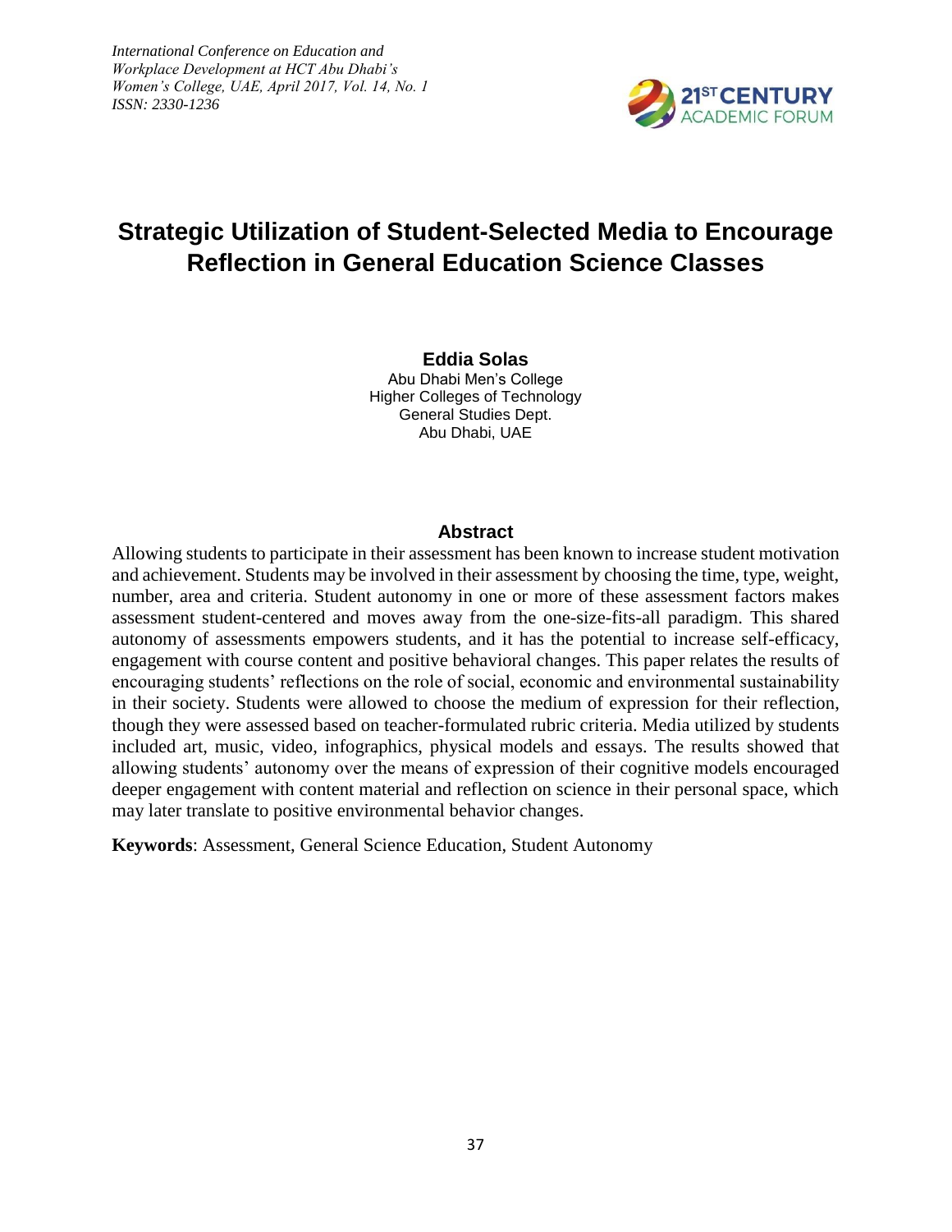# Strategic Utilization of Student-Selected Media to Encourage Reflection in General Education Science Classes

**Eddia Solas**
Abu Dhabi Men's College
Higher Colleges of Technology
General Studies Dept.
Abu Dhabi, UAE

## Abstract

Allowing students to participate in their assessment has been known to increase student motivation and achievement. Students may be involved in their assessment by choosing the time, type, weight, number, area and criteria. Student autonomy in one or more of these assessment factors makes assessment student-centered and moves away from the one-size-fits-all paradigm. This shared autonomy of assessments empowers students, and it has the potential to increase self-efficacy, engagement with course content and positive behavioral changes. This paper relates the results of encouraging students' reflections on the role of social, economic and environmental sustainability in their society. Students were allowed to choose the medium of expression for their reflection, though they were assessed based on teacher-formulated rubric criteria. Media utilized by students included art, music, video, infographics, physical models and essays. The results showed that allowing students' autonomy over the means of expression of their cognitive models encouraged deeper engagement with content material and reflection on science in their personal space, which may later translate to positive environmental behavior changes.

**Keywords**: Assessment, General Science Education, Student Autonomy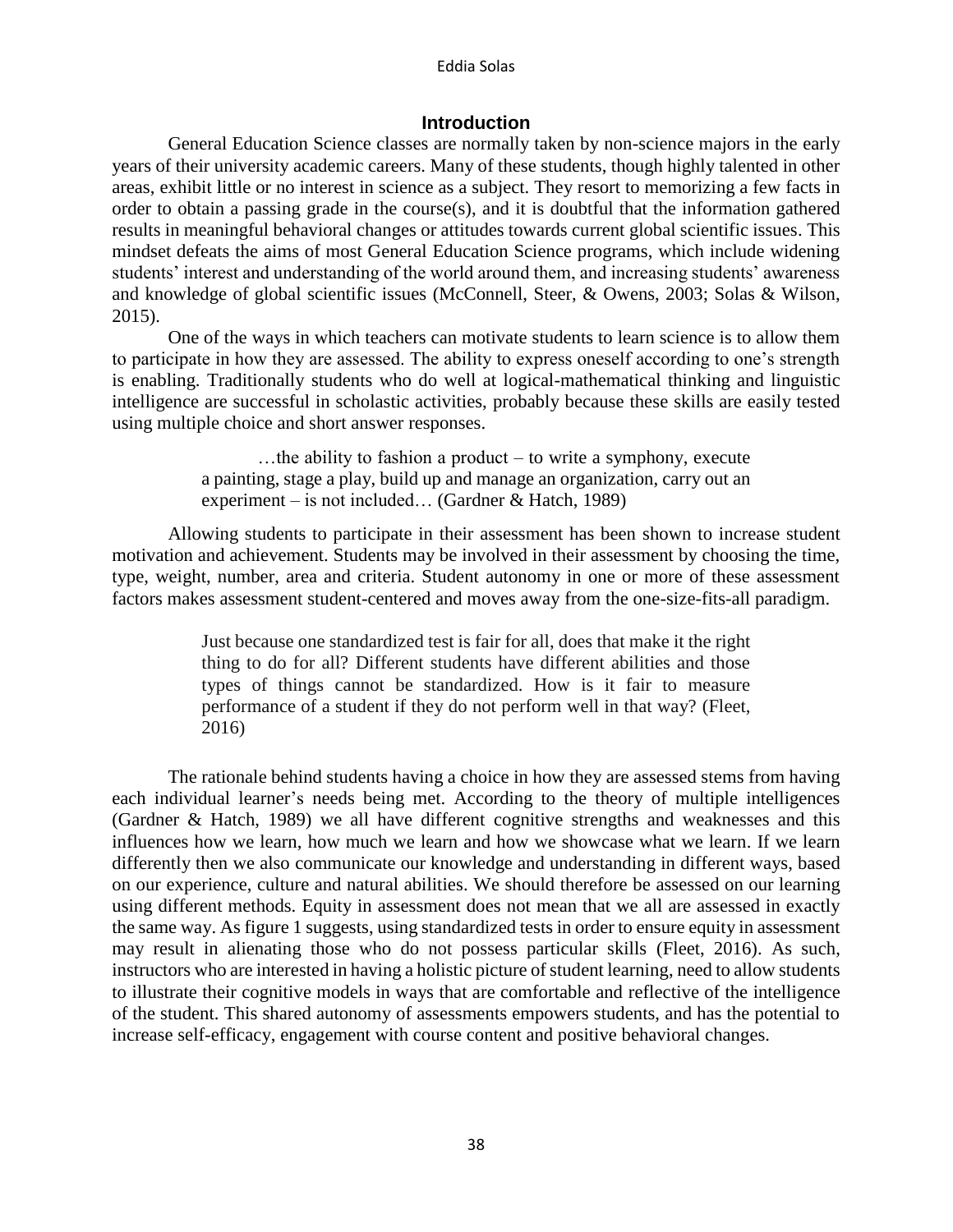## Introduction

General Education Science classes are normally taken by non-science majors in the early years of their university academic careers. Many of these students, though highly talented in other areas, exhibit little or no interest in science as a subject. They resort to memorizing a few facts in order to obtain a passing grade in the course(s), and it is doubtful that the information gathered results in meaningful behavioral changes or attitudes towards current global scientific issues. This mindset defeats the aims of most General Education Science programs, which include widening students' interest and understanding of the world around them, and increasing students' awareness and knowledge of global scientific issues (McConnell, Steer, & Owens, 2003; Solas & Wilson, 2015).

One of the ways in which teachers can motivate students to learn science is to allow them to participate in how they are assessed. The ability to express oneself according to one's strength is enabling. Traditionally students who do well at logical-mathematical thinking and linguistic intelligence are successful in scholastic activities, probably because these skills are easily tested using multiple choice and short answer responses.

> …the ability to fashion a product – to write a symphony, execute a painting, stage a play, build up and manage an organization, carry out an experiment – is not included… (Gardner & Hatch, 1989)

Allowing students to participate in their assessment has been shown to increase student motivation and achievement. Students may be involved in their assessment by choosing the time, type, weight, number, area and criteria. Student autonomy in one or more of these assessment factors makes assessment student-centered and moves away from the one-size-fits-all paradigm.

> Just because one standardized test is fair for all, does that make it the right thing to do for all? Different students have different abilities and those types of things cannot be standardized. How is it fair to measure performance of a student if they do not perform well in that way? (Fleet, 2016)

The rationale behind students having a choice in how they are assessed stems from having each individual learner's needs being met. According to the theory of multiple intelligences (Gardner & Hatch, 1989) we all have different cognitive strengths and weaknesses and this influences how we learn, how much we learn and how we showcase what we learn. If we learn differently then we also communicate our knowledge and understanding in different ways, based on our experience, culture and natural abilities. We should therefore be assessed on our learning using different methods. Equity in assessment does not mean that we all are assessed in exactly the same way. As figure 1 suggests, using standardized tests in order to ensure equity in assessment may result in alienating those who do not possess particular skills (Fleet, 2016). As such, instructors who are interested in having a holistic picture of student learning, need to allow students to illustrate their cognitive models in ways that are comfortable and reflective of the intelligence of the student. This shared autonomy of assessments empowers students, and has the potential to increase self-efficacy, engagement with course content and positive behavioral changes.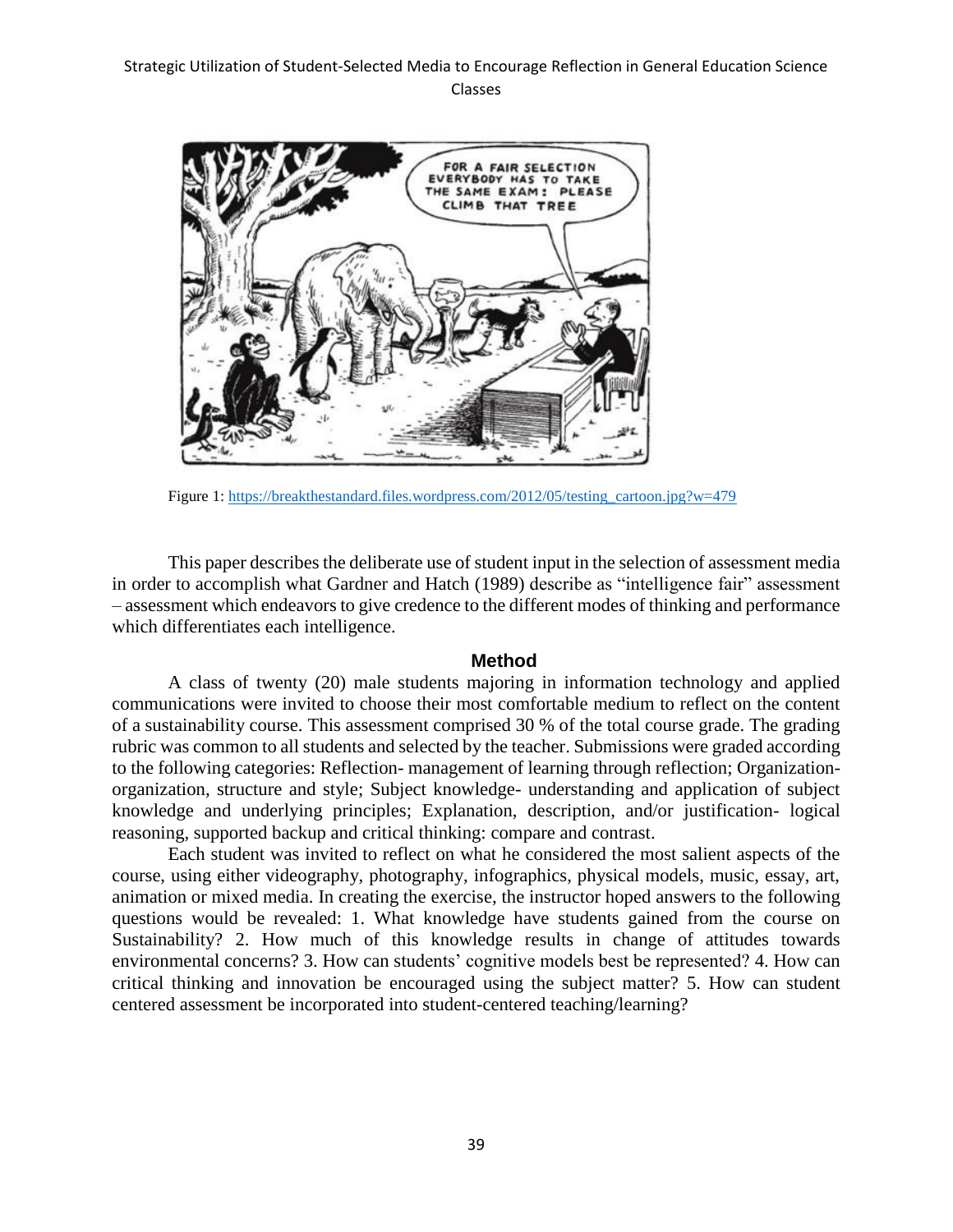Figure 1: https://breakthestandard.files.wordpress.com/2012/05/testing_cartoon.jpg?w=479

This paper describes the deliberate use of student input in the selection of assessment media in order to accomplish what Gardner and Hatch (1989) describe as "intelligence fair" assessment – assessment which endeavors to give credence to the different modes of thinking and performance which differentiates each intelligence.

## Method

A class of twenty (20) male students majoring in information technology and applied communications were invited to choose their most comfortable medium to reflect on the content of a sustainability course. This assessment comprised 30 % of the total course grade. The grading rubric was common to all students and selected by the teacher. Submissions were graded according to the following categories: Reflection- management of learning through reflection; Organization- organization, structure and style; Subject knowledge- understanding and application of subject knowledge and underlying principles; Explanation, description, and/or justification- logical reasoning, supported backup and critical thinking: compare and contrast.

Each student was invited to reflect on what he considered the most salient aspects of the course, using either videography, photography, infographics, physical models, music, essay, art, animation or mixed media. In creating the exercise, the instructor hoped answers to the following questions would be revealed: 1. What knowledge have students gained from the course on Sustainability? 2. How much of this knowledge results in change of attitudes towards environmental concerns? 3. How can students' cognitive models best be represented? 4. How can critical thinking and innovation be encouraged using the subject matter? 5. How can student centered assessment be incorporated into student-centered teaching/learning?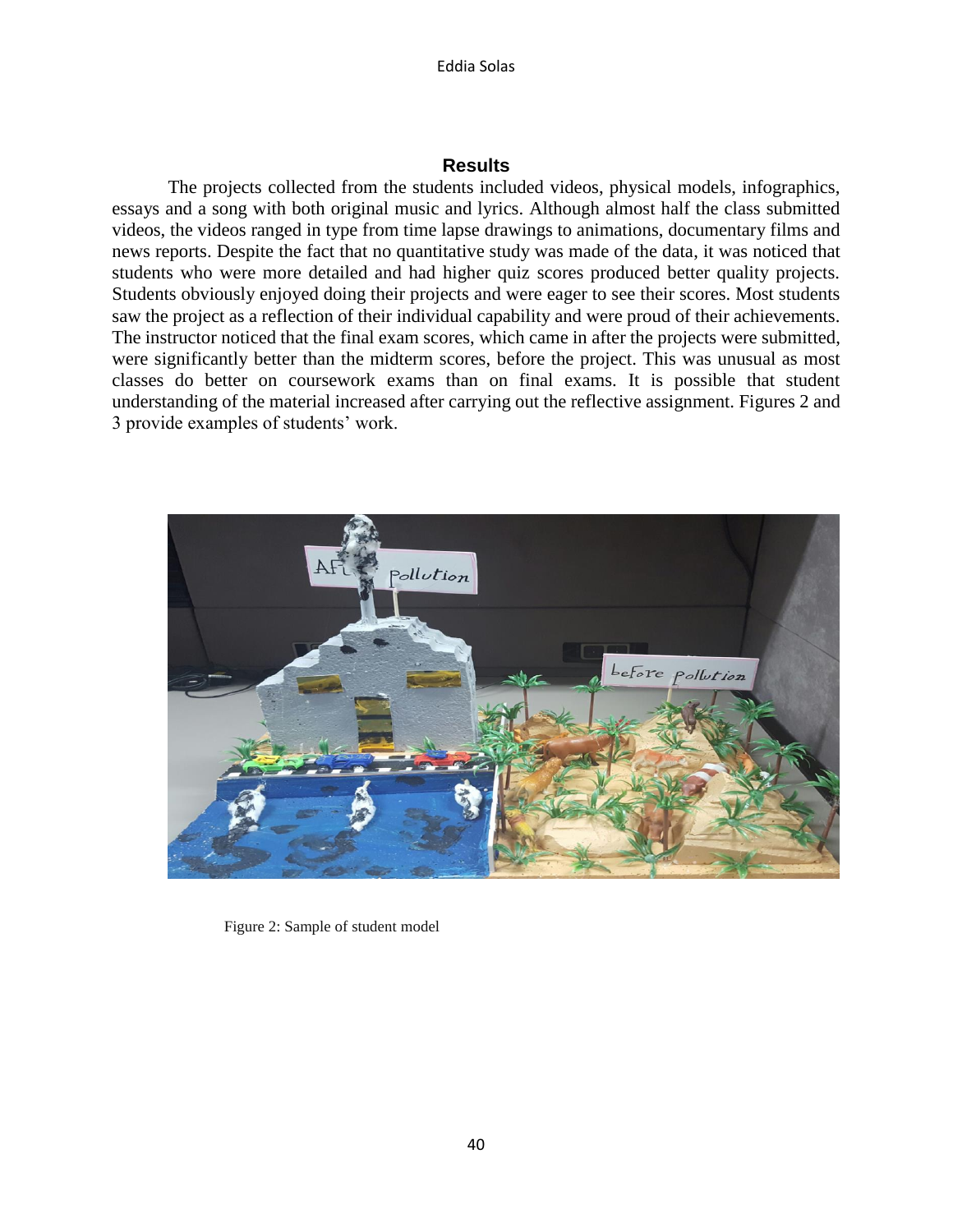## Results

The projects collected from the students included videos, physical models, infographics, essays and a song with both original music and lyrics. Although almost half the class submitted videos, the videos ranged in type from time lapse drawings to animations, documentary films and news reports. Despite the fact that no quantitative study was made of the data, it was noticed that students who were more detailed and had higher quiz scores produced better quality projects. Students obviously enjoyed doing their projects and were eager to see their scores. Most students saw the project as a reflection of their individual capability and were proud of their achievements. The instructor noticed that the final exam scores, which came in after the projects were submitted, were significantly better than the midterm scores, before the project. This was unusual as most classes do better on coursework exams than on final exams. It is possible that student understanding of the material increased after carrying out the reflective assignment. Figures 2 and 3 provide examples of students' work.

Figure 2: Sample of student model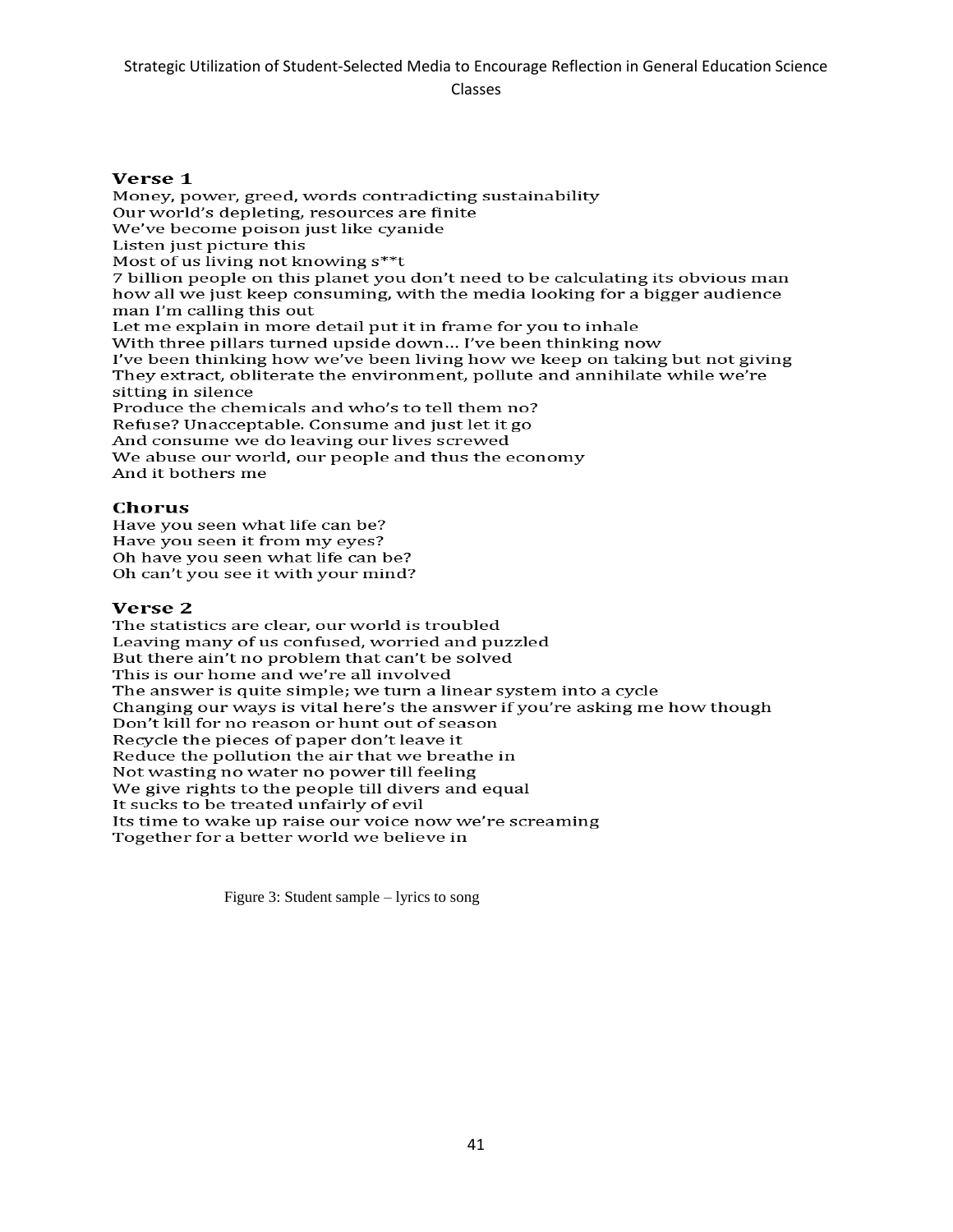**Verse 1**

Money, power, greed, words contradicting sustainability
Our world's depleting, resources are finite
We've become poison just like cyanide
Listen just picture this
Most of us living not knowing s**t
7 billion people on this planet you don't need to be calculating its obvious man
how all we just keep consuming, with the media looking for a bigger audience
man I'm calling this out
Let me explain in more detail put it in frame for you to inhale
With three pillars turned upside down… I've been thinking now
I've been thinking how we've been living how we keep on taking but not giving
They extract, obliterate the environment, pollute and annihilate while we're
sitting in silence
Produce the chemicals and who's to tell them no?
Refuse? Unacceptable. Consume and just let it go
And consume we do leaving our lives screwed
We abuse our world, our people and thus the economy
And it bothers me

**Chorus**

Have you seen what life can be?
Have you seen it from my eyes?
Oh have you seen what life can be?
Oh can't you see it with your mind?

**Verse 2**

The statistics are clear, our world is troubled
Leaving many of us confused, worried and puzzled
But there ain't no problem that can't be solved
This is our home and we're all involved
The answer is quite simple; we turn a linear system into a cycle
Changing our ways is vital here's the answer if you're asking me how though
Don't kill for no reason or hunt out of season
Recycle the pieces of paper don't leave it
Reduce the pollution the air that we breathe in
Not wasting no water no power till feeling
We give rights to the people till divers and equal
It sucks to be treated unfairly of evil
Its time to wake up raise our voice now we're screaming
Together for a better world we believe in

Figure 3: Student sample – lyrics to song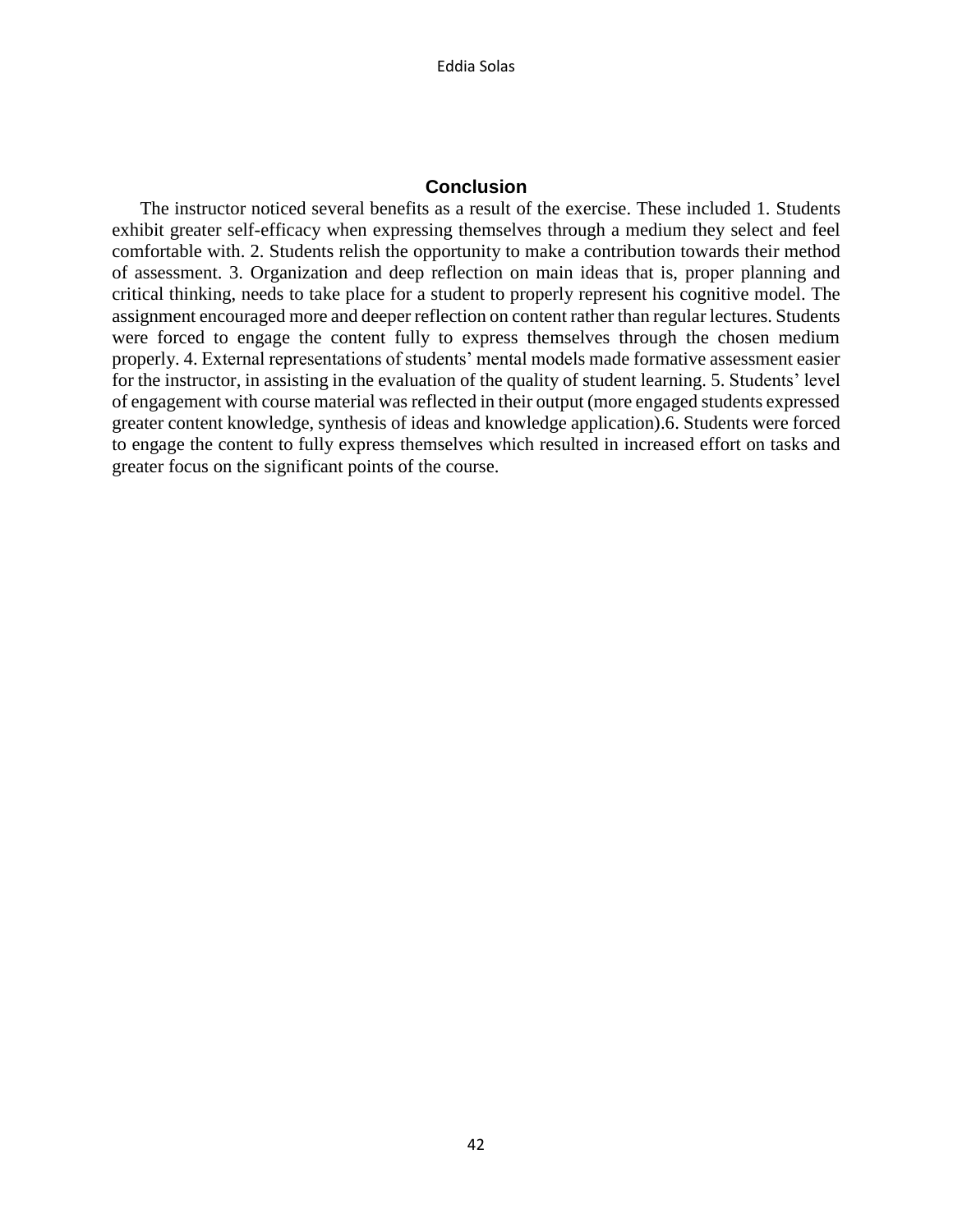## Conclusion

The instructor noticed several benefits as a result of the exercise. These included 1. Students exhibit greater self-efficacy when expressing themselves through a medium they select and feel comfortable with. 2. Students relish the opportunity to make a contribution towards their method of assessment. 3. Organization and deep reflection on main ideas that is, proper planning and critical thinking, needs to take place for a student to properly represent his cognitive model. The assignment encouraged more and deeper reflection on content rather than regular lectures. Students were forced to engage the content fully to express themselves through the chosen medium properly. 4. External representations of students' mental models made formative assessment easier for the instructor, in assisting in the evaluation of the quality of student learning. 5. Students' level of engagement with course material was reflected in their output (more engaged students expressed greater content knowledge, synthesis of ideas and knowledge application).6. Students were forced to engage the content to fully express themselves which resulted in increased effort on tasks and greater focus on the significant points of the course.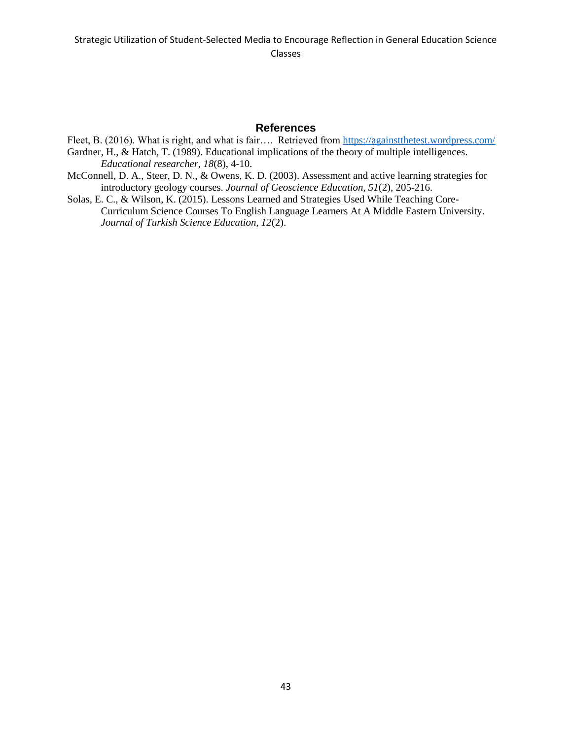## References

Fleet, B. (2016). What is right, and what is fair…. Retrieved from https://againstthetest.wordpress.com/

Gardner, H., & Hatch, T. (1989). Educational implications of the theory of multiple intelligences. *Educational researcher, 18*(8), 4-10.

McConnell, D. A., Steer, D. N., & Owens, K. D. (2003). Assessment and active learning strategies for introductory geology courses. *Journal of Geoscience Education, 51*(2), 205-216.

Solas, E. C., & Wilson, K. (2015). Lessons Learned and Strategies Used While Teaching Core-Curriculum Science Courses To English Language Learners At A Middle Eastern University. *Journal of Turkish Science Education, 12*(2).